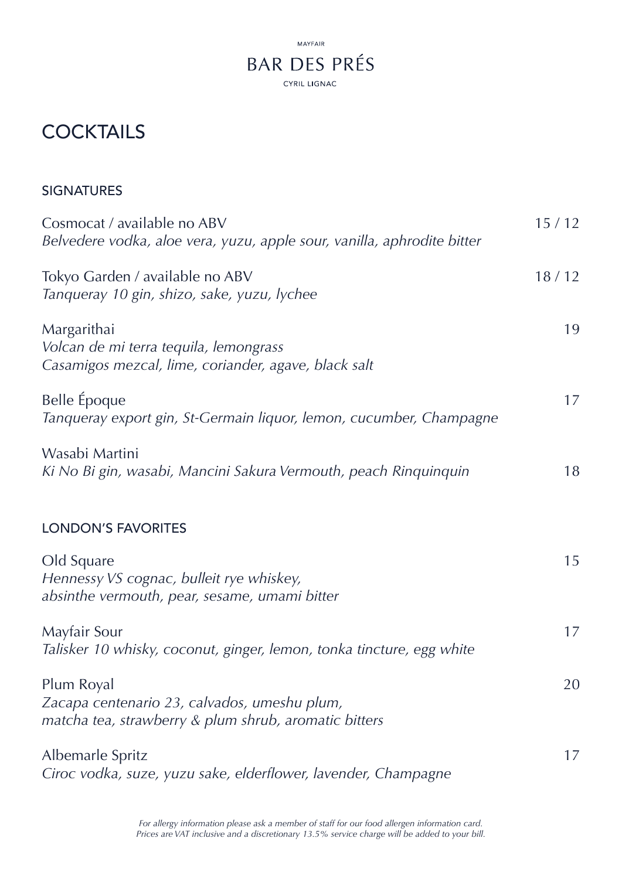MAYFAIR

# BAR DES PRÉS

CYRIL LIGNAC

## COCKTAILS

### SIGNATURES

Cosmocat / available no ABV — 15 / 12
*Belvedere vodka, aloe vera, yuzu, apple sour, vanilla, aphrodite bitter*

Tokyo Garden / available no ABV — 18 / 12
*Tanqueray 10 gin, shizo, sake, yuzu, lychee*

Margarithai — 19
*Volcan de mi terra tequila, lemongrass*
*Casamigos mezcal, lime, coriander, agave, black salt*

Belle Époque — 17
*Tanqueray export gin, St-Germain liquor, lemon, cucumber, Champagne*

Wasabi Martini — 18
*Ki No Bi gin, wasabi, Mancini Sakura Vermouth, peach Rinquinquin*

### LONDON'S FAVORITES

Old Square — 15
*Hennessy VS cognac, bulleit rye whiskey,*
*absinthe vermouth, pear, sesame, umami bitter*

Mayfair Sour — 17
*Talisker 10 whisky, coconut, ginger, lemon, tonka tincture, egg white*

Plum Royal — 20
*Zacapa centenario 23, calvados, umeshu plum,*
*matcha tea, strawberry & plum shrub, aromatic bitters*

Albemarle Spritz — 17
*Ciroc vodka, suze, yuzu sake, elderflower, lavender, Champagne*

*For allergy information please ask a member of staff for our food allergen information card.*
*Prices are VAT inclusive and a discretionary 13.5% service charge will be added to your bill.*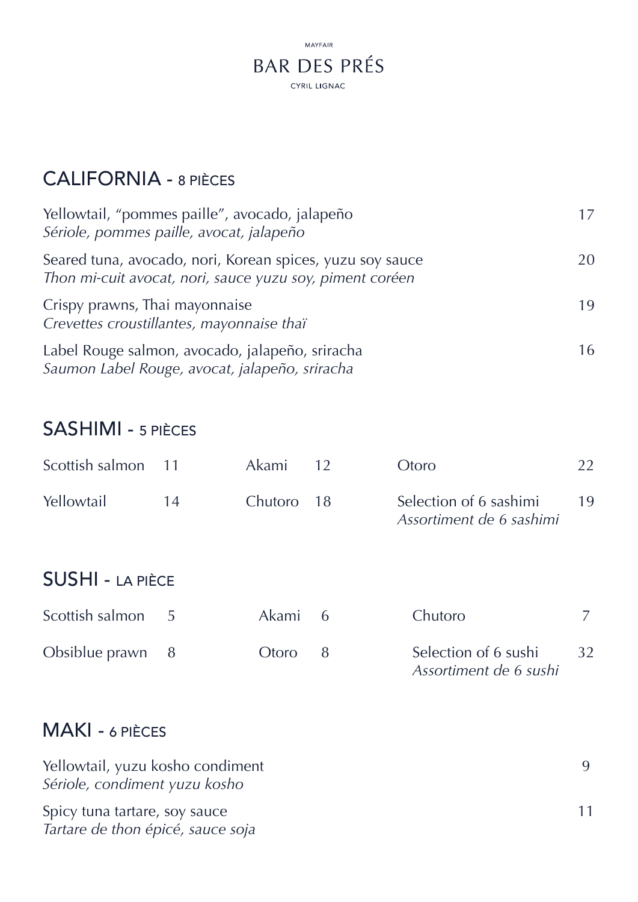MAYFAIR

# BAR DES PRÉS

CYRIL LIGNAC

## CALIFORNIA - 8 PIÈCES

Yellowtail, "pommes paille", avocado, jalapeño — 17
*Sériole, pommes paille, avocat, jalapeño*

Seared tuna, avocado, nori, Korean spices, yuzu soy sauce — 20
*Thon mi-cuit avocat, nori, sauce yuzu soy, piment coréen*

Crispy prawns, Thai mayonnaise — 19
*Crevettes croustillantes, mayonnaise thaï*

Label Rouge salmon, avocado, jalapeño, sriracha — 16
*Saumon Label Rouge, avocat, jalapeño, sriracha*

## SASHIMI - 5 PIÈCES

| | | | | | |
|---|---|---|---|---|---|
| Scottish salmon | 11 | Akami | 12 | Otoro | 22 |
| Yellowtail | 14 | Chutoro | 18 | Selection of 6 sashimi<br>*Assortiment de 6 sashimi* | 19 |

## SUSHI - LA PIÈCE

| | | | | | |
|---|---|---|---|---|---|
| Scottish salmon | 5 | Akami | 6 | Chutoro | 7 |
| Obsiblue prawn | 8 | Otoro | 8 | Selection of 6 sushi<br>*Assortiment de 6 sushi* | 32 |

## MAKI - 6 PIÈCES

Yellowtail, yuzu kosho condiment — 9
*Sériole, condiment yuzu kosho*

Spicy tuna tartare, soy sauce — 11
*Tartare de thon épicé, sauce soja*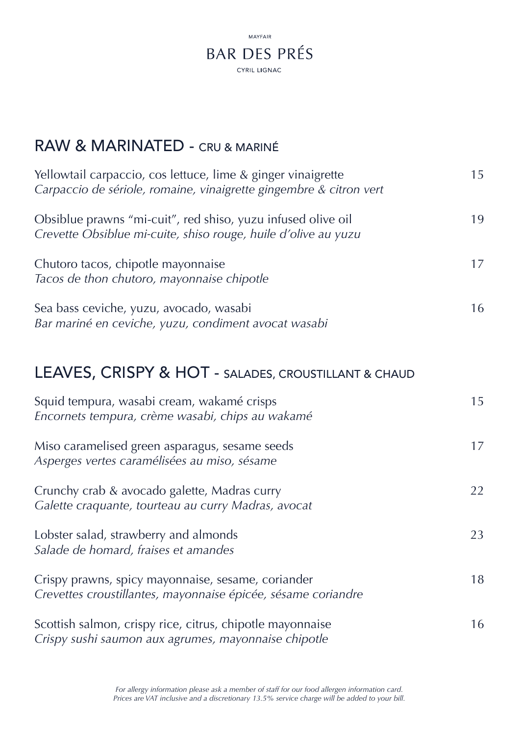MAYFAIR

# BAR DES PRÉS

CYRIL LIGNAC

## RAW & MARINATED - CRU & MARINÉ

Yellowtail carpaccio, cos lettuce, lime & ginger vinaigrette — 15
*Carpaccio de sériole, romaine, vinaigrette gingembre & citron vert*

Obsiblue prawns "mi-cuit", red shiso, yuzu infused olive oil — 19
*Crevette Obsiblue mi-cuite, shiso rouge, huile d'olive au yuzu*

Chutoro tacos, chipotle mayonnaise — 17
*Tacos de thon chutoro, mayonnaise chipotle*

Sea bass ceviche, yuzu, avocado, wasabi — 16
*Bar mariné en ceviche, yuzu, condiment avocat wasabi*

## LEAVES, CRISPY & HOT - SALADES, CROUSTILLANT & CHAUD

Squid tempura, wasabi cream, wakamé crisps — 15
*Encornets tempura, crème wasabi, chips au wakamé*

Miso caramelised green asparagus, sesame seeds — 17
*Asperges vertes caramélisées au miso, sésame*

Crunchy crab & avocado galette, Madras curry — 22
*Galette craquante, tourteau au curry Madras, avocat*

Lobster salad, strawberry and almonds — 23
*Salade de homard, fraises et amandes*

Crispy prawns, spicy mayonnaise, sesame, coriander — 18
*Crevettes croustillantes, mayonnaise épicée, sésame coriandre*

Scottish salmon, crispy rice, citrus, chipotle mayonnaise — 16
*Crispy sushi saumon aux agrumes, mayonnaise chipotle*

*For allergy information please ask a member of staff for our food allergen information card.*
*Prices are VAT inclusive and a discretionary 13.5% service charge will be added to your bill.*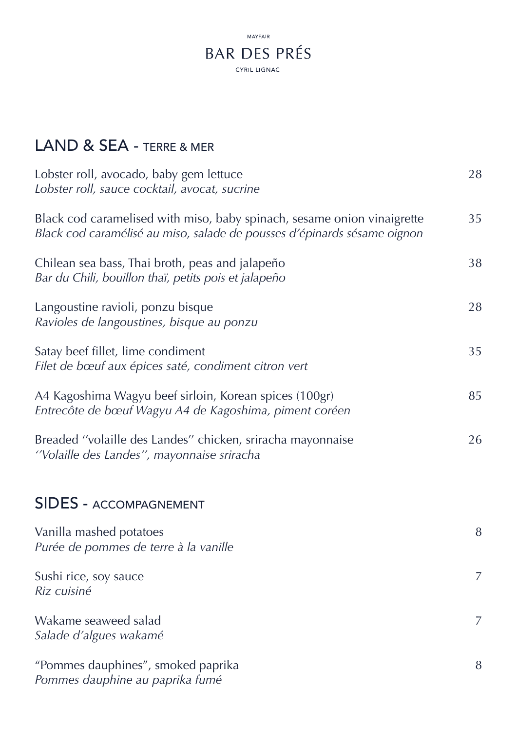MAYFAIR

# BAR DES PRÉS

CYRIL LIGNAC

## LAND & SEA - TERRE & MER

Lobster roll, avocado, baby gem lettuce — 28
*Lobster roll, sauce cocktail, avocat, sucrine*

Black cod caramelised with miso, baby spinach, sesame onion vinaigrette — 35
*Black cod caramélisé au miso, salade de pousses d'épinards sésame oignon*

Chilean sea bass, Thai broth, peas and jalapeño — 38
*Bar du Chili, bouillon thaï, petits pois et jalapeño*

Langoustine ravioli, ponzu bisque — 28
*Ravioles de langoustines, bisque au ponzu*

Satay beef fillet, lime condiment — 35
*Filet de bœuf aux épices saté, condiment citron vert*

A4 Kagoshima Wagyu beef sirloin, Korean spices (100gr) — 85
*Entrecôte de bœuf Wagyu A4 de Kagoshima, piment coréen*

Breaded ''volaille des Landes'' chicken, sriracha mayonnaise — 26
*''Volaille des Landes'', mayonnaise sriracha*

## SIDES - ACCOMPAGNEMENT

Vanilla mashed potatoes — 8
*Purée de pommes de terre à la vanille*

Sushi rice, soy sauce — 7
*Riz cuisiné*

Wakame seaweed salad — 7
*Salade d'algues wakamé*

"Pommes dauphines", smoked paprika — 8
*Pommes dauphine au paprika fumé*